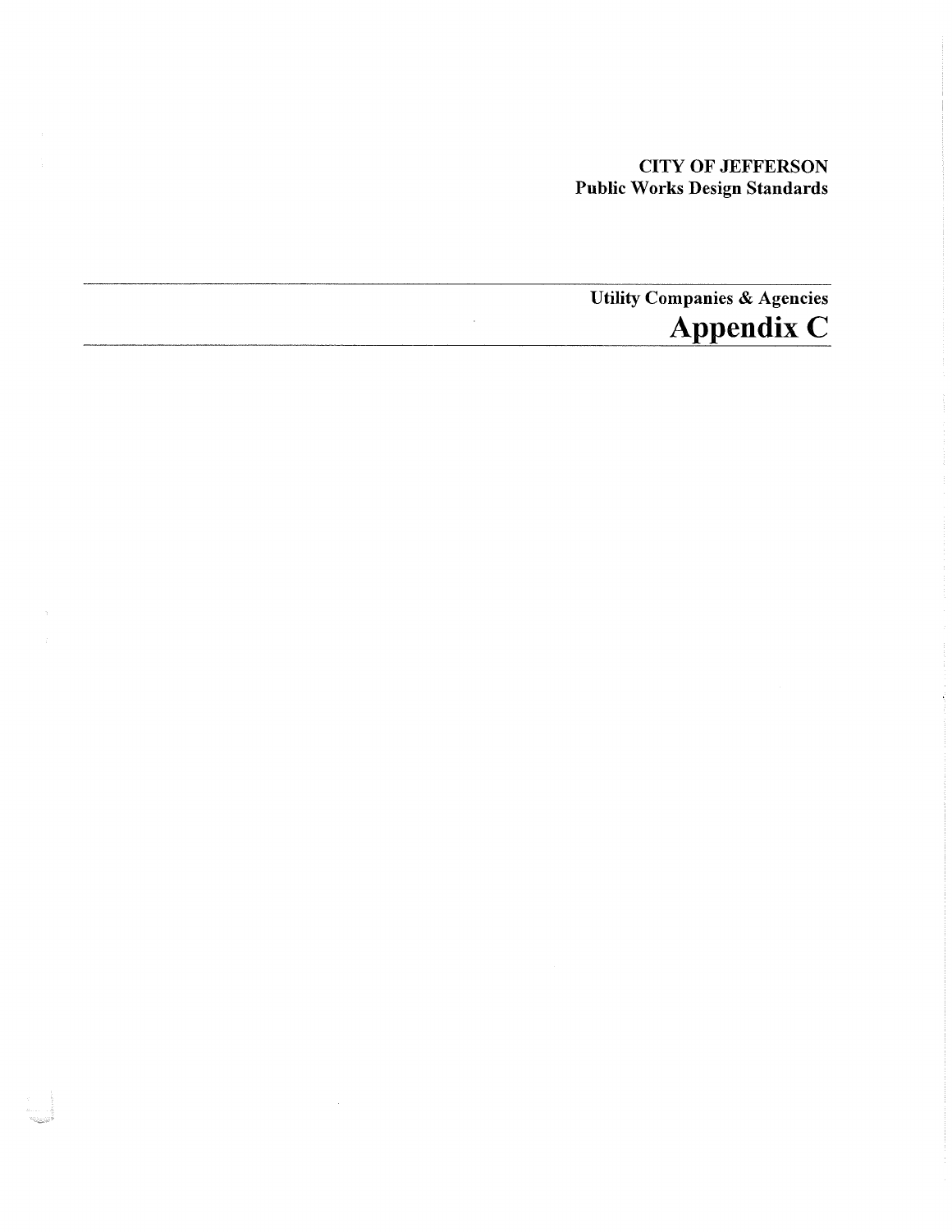**CITY OF JEFFERSON**
**Public Works Design Standards**

---

**Utility Companies & Agencies**

# Appendix C

---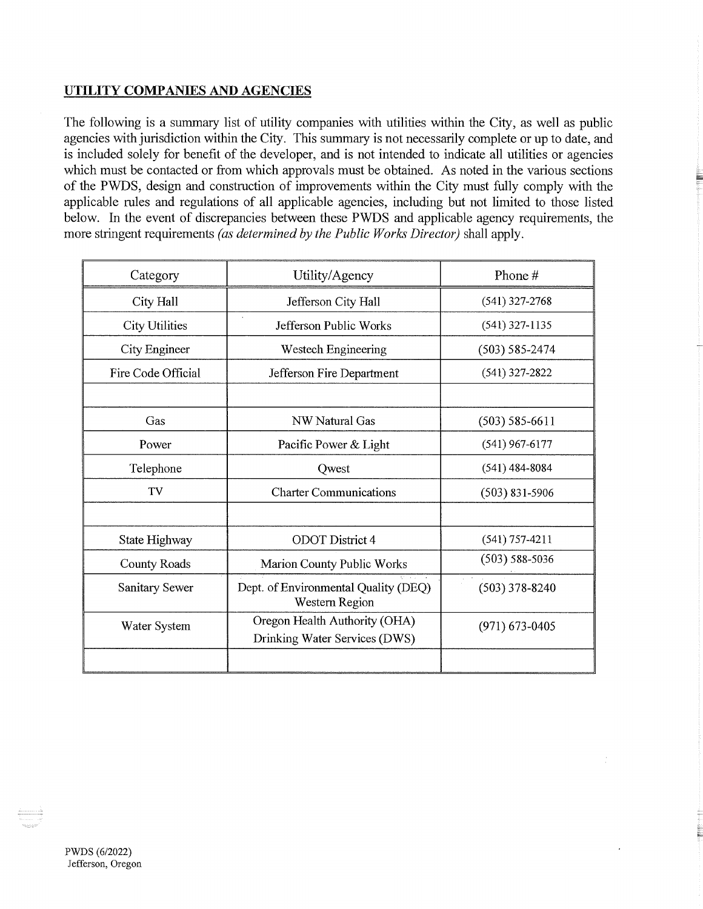## UTILITY COMPANIES AND AGENCIES

The following is a summary list of utility companies with utilities within the City, as well as public agencies with jurisdiction within the City. This summary is not necessarily complete or up to date, and is included solely for benefit of the developer, and is not intended to indicate all utilities or agencies which must be contacted or from which approvals must be obtained. As noted in the various sections of the PWDS, design and construction of improvements within the City must fully comply with the applicable rules and regulations of all applicable agencies, including but not limited to those listed below. In the event of discrepancies between these PWDS and applicable agency requirements, the more stringent requirements *(as determined by the Public Works Director)* shall apply.

| Category | Utility/Agency | Phone # |
|---|---|---|
| City Hall | Jefferson City Hall | (541) 327-2768 |
| City Utilities | Jefferson Public Works | (541) 327-1135 |
| City Engineer | Westech Engineering | (503) 585-2474 |
| Fire Code Official | Jefferson Fire Department | (541) 327-2822 |
| | | |
| Gas | NW Natural Gas | (503) 585-6611 |
| Power | Pacific Power & Light | (541) 967-6177 |
| Telephone | Qwest | (541) 484-8084 |
| TV | Charter Communications | (503) 831-5906 |
| | | |
| State Highway | ODOT District 4 | (541) 757-4211 |
| County Roads | Marion County Public Works | (503) 588-5036 |
| Sanitary Sewer | Dept. of Environmental Quality (DEQ) Western Region | (503) 378-8240 |
| Water System | Oregon Health Authority (OHA) Drinking Water Services (DWS) | (971) 673-0405 |
| | | |